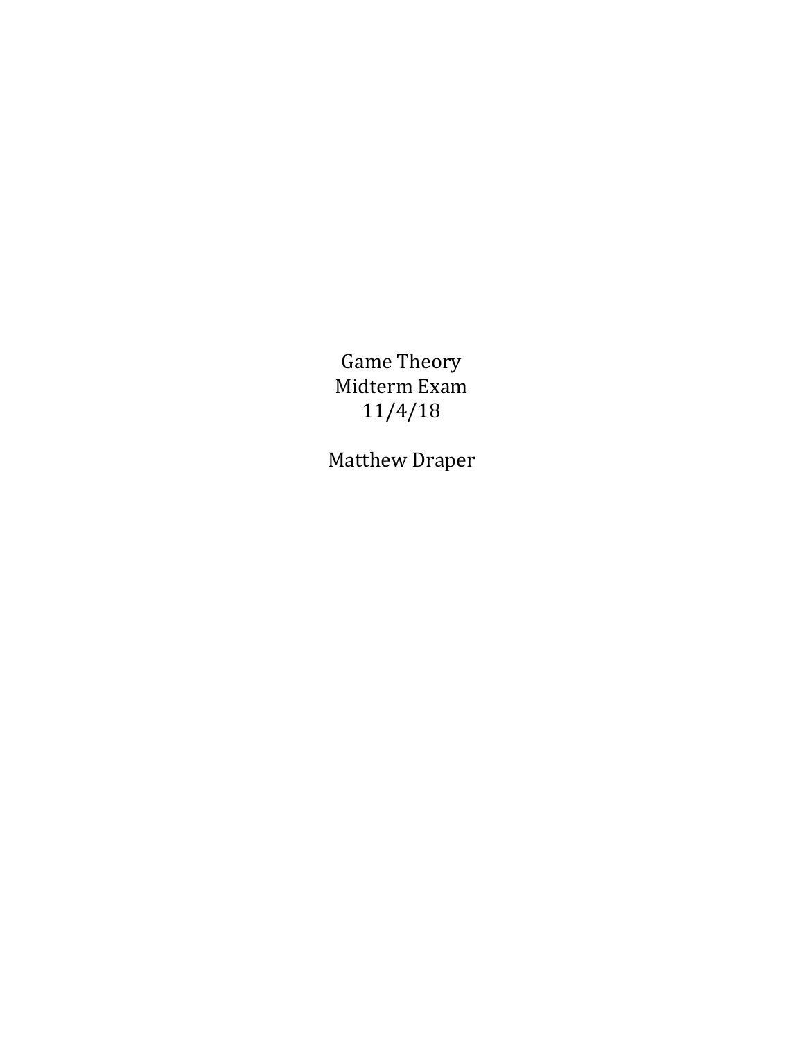Game Theory
Midterm Exam
11/4/18

Matthew Draper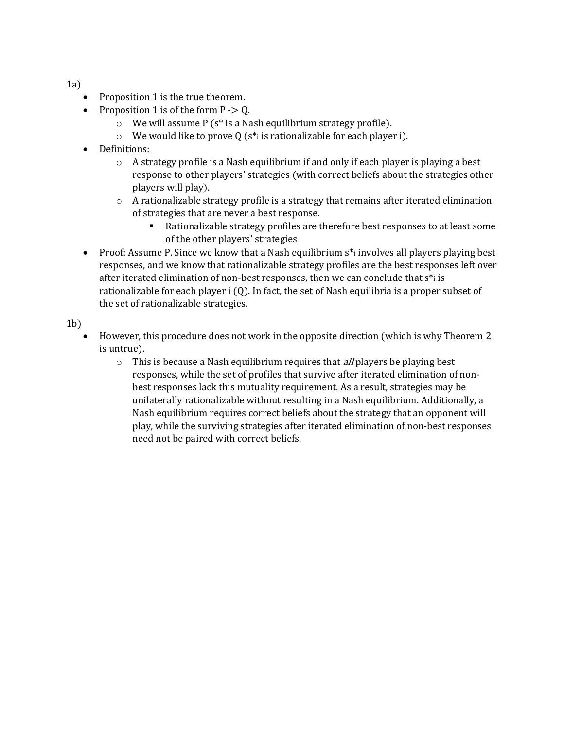1a)

- Proposition 1 is the true theorem.
- Proposition 1 is of the form P -> Q.
  - We will assume P ($s^*$ is a Nash equilibrium strategy profile).
  - We would like to prove Q ($s^*_i$ is rationalizable for each player i).
- Definitions:
  - A strategy profile is a Nash equilibrium if and only if each player is playing a best response to other players' strategies (with correct beliefs about the strategies other players will play).
  - A rationalizable strategy profile is a strategy that remains after iterated elimination of strategies that are never a best response.
    - Rationalizable strategy profiles are therefore best responses to at least some of the other players' strategies
- Proof: Assume P. Since we know that a Nash equilibrium $s^*_i$ involves all players playing best responses, and we know that rationalizable strategy profiles are the best responses left over after iterated elimination of non-best responses, then we can conclude that $s^*_i$ is rationalizable for each player i (Q). In fact, the set of Nash equilibria is a proper subset of the set of rationalizable strategies.

1b)

- However, this procedure does not work in the opposite direction (which is why Theorem 2 is untrue).
  - This is because a Nash equilibrium requires that *all* players be playing best responses, while the set of profiles that survive after iterated elimination of non-best responses lack this mutuality requirement. As a result, strategies may be unilaterally rationalizable without resulting in a Nash equilibrium. Additionally, a Nash equilibrium requires correct beliefs about the strategy that an opponent will play, while the surviving strategies after iterated elimination of non-best responses need not be paired with correct beliefs.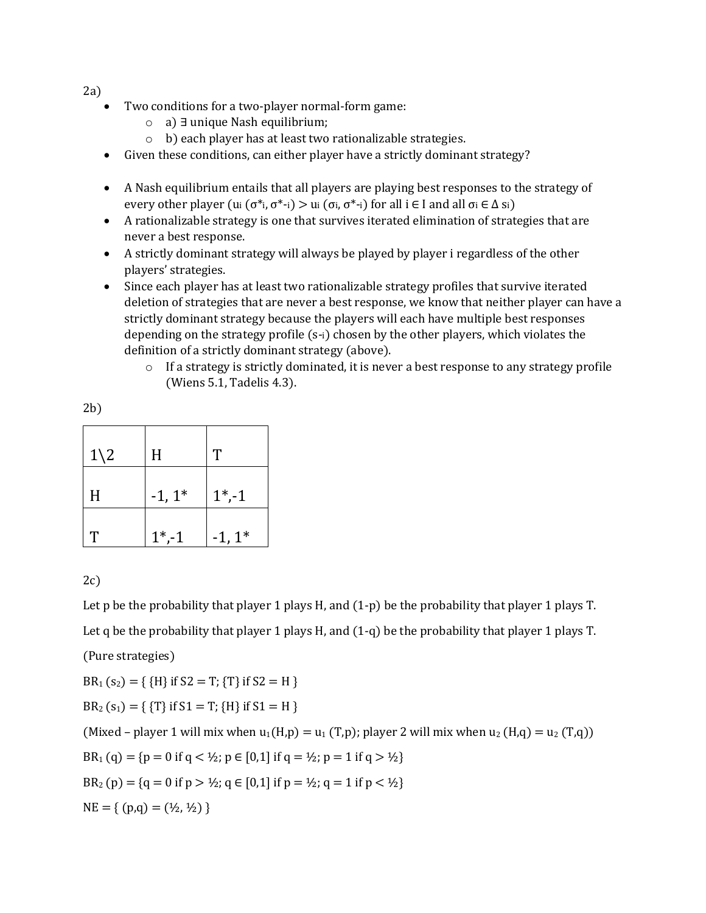2a)

- Two conditions for a two-player normal-form game:
  - a) ∃ unique Nash equilibrium;
  - b) each player has at least two rationalizable strategies.
- Given these conditions, can either player have a strictly dominant strategy?

- A Nash equilibrium entails that all players are playing best responses to the strategy of every other player ($u_i(\sigma^*_i, \sigma^*_{-i}) > u_i(\sigma_i, \sigma^*_{-i})$ for all $i \in I$ and all $\sigma_i \in \Delta s_i$)
- A rationalizable strategy is one that survives iterated elimination of strategies that are never a best response.
- A strictly dominant strategy will always be played by player i regardless of the other players' strategies.
- Since each player has at least two rationalizable strategy profiles that survive iterated deletion of strategies that are never a best response, we know that neither player can have a strictly dominant strategy because the players will each have multiple best responses depending on the strategy profile ($s_{-i}$) chosen by the other players, which violates the definition of a strictly dominant strategy (above).
  - If a strategy is strictly dominated, it is never a best response to any strategy profile (Wiens 5.1, Tadelis 4.3).

2b)

| 1\2 | H | T |
|---|---|---|
| H | -1, 1* | 1*,-1 |
| T | 1*,-1 | -1, 1* |

2c)

Let p be the probability that player 1 plays H, and (1-p) be the probability that player 1 plays T.

Let q be the probability that player 1 plays H, and (1-q) be the probability that player 1 plays T.

(Pure strategies)

$BR_1(s_2) = \{ \{H\} \text{ if } S2 = T; \{T\} \text{ if } S2 = H \}$

$BR_2(s_1) = \{ \{T\} \text{ if } S1 = T; \{H\} \text{ if } S1 = H \}$

(Mixed – player 1 will mix when $u_1(H,p) = u_1(T,p)$; player 2 will mix when $u_2(H,q) = u_2(T,q)$)

$BR_1(q) = \{p = 0 \text{ if } q < ½; p \in [0,1] \text{ if } q = ½; p = 1 \text{ if } q > ½\}$

$BR_2(p) = \{q = 0 \text{ if } p > ½; q \in [0,1] \text{ if } p = ½; q = 1 \text{ if } p < ½\}$

$NE = \{ (p,q) = (½, ½) \}$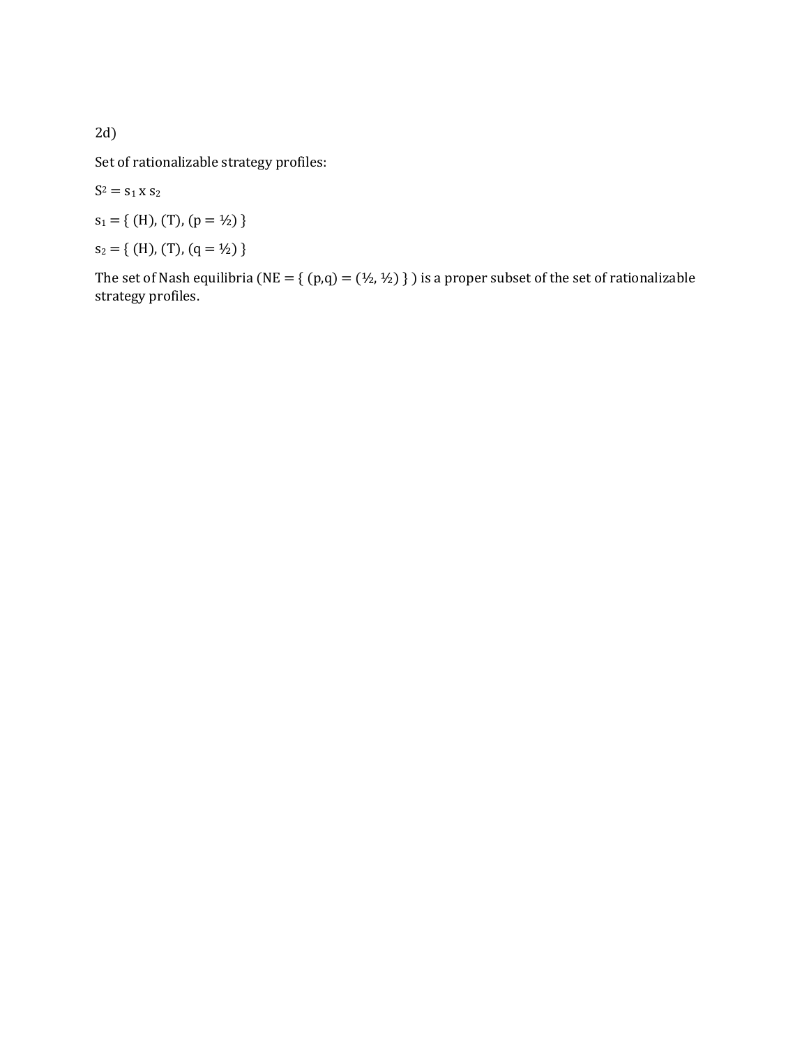2d)

Set of rationalizable strategy profiles:

$S^2 = s_1 \times s_2$

$s_1 = \{ (H), (T), (p = ½) \}$

$s_2 = \{ (H), (T), (q = ½) \}$

The set of Nash equilibria (NE = $\{ (p,q) = (½, ½) \}$ ) is a proper subset of the set of rationalizable strategy profiles.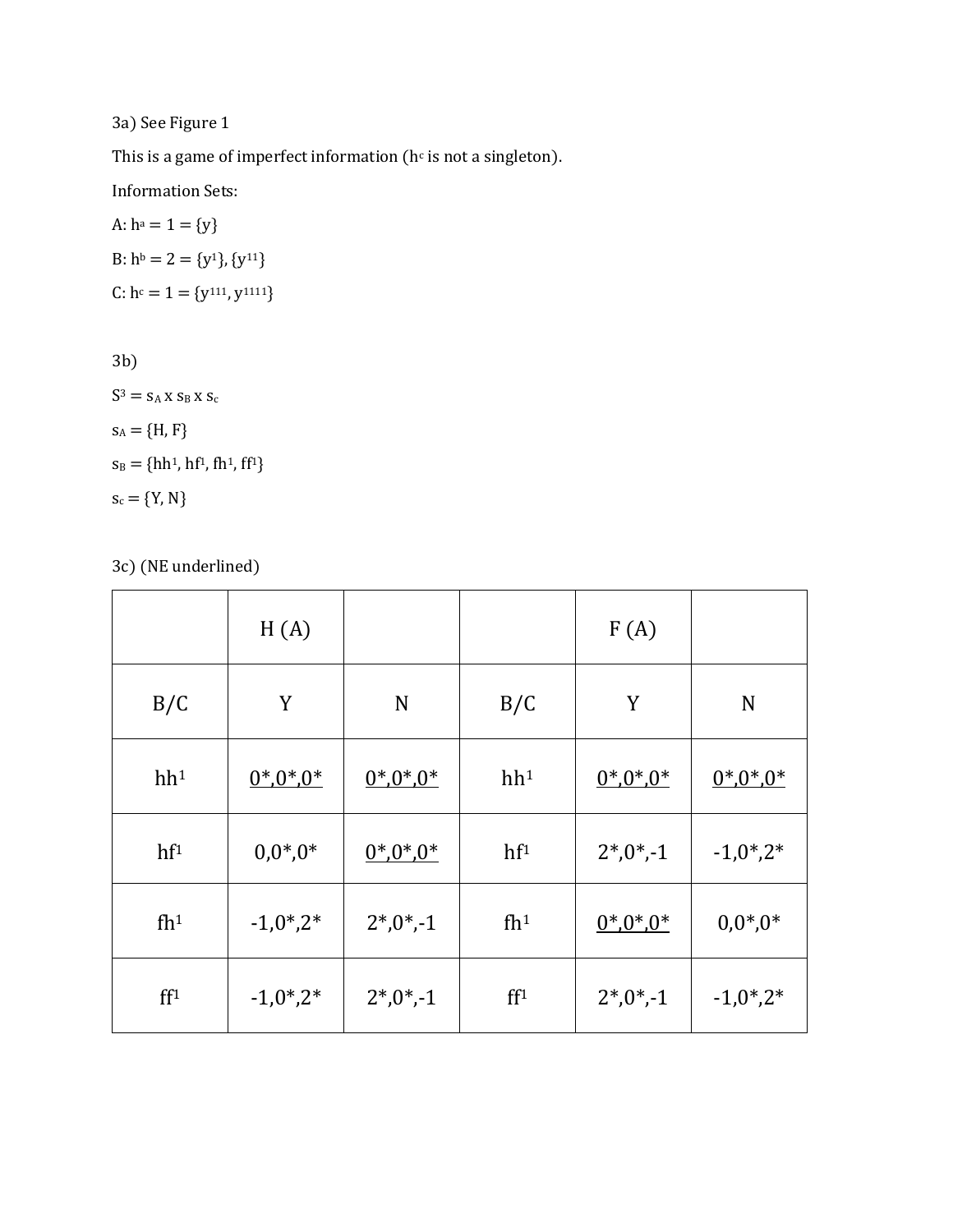3a) See Figure 1

This is a game of imperfect information ($h^c$ is not a singleton).

Information Sets:

A: $h^a = 1 = \{y\}$

B: $h^b = 2 = \{y^1\}, \{y^{11}\}$

C: $h^c = 1 = \{y^{111}, y^{1111}\}$

3b)

$S^3 = s_A \times s_B \times s_c$

$s_A = \{H, F\}$

$s_B = \{hh^1, hf^1, fh^1, ff^1\}$

$s_c = \{Y, N\}$

3c) (NE underlined)

| | H (A) | | | F (A) | |
|---|---|---|---|---|---|
| B/C | Y | N | B/C | Y | N |
| $hh^1$ | <u>0*,0*,0*</u> | <u>0*,0*,0*</u> | $hh^1$ | <u>0*,0*,0*</u> | <u>0*,0*,0*</u> |
| $hf^1$ | 0,0*,0* | <u>0*,0*,0*</u> | $hf^1$ | 2*,0*,-1 | -1,0*,2* |
| $fh^1$ | -1,0*,2* | 2*,0*,-1 | $fh^1$ | <u>0*,0*,0*</u> | 0,0*,0* |
| $ff^1$ | -1,0*,2* | 2*,0*,-1 | $ff^1$ | 2*,0*,-1 | -1,0*,2* |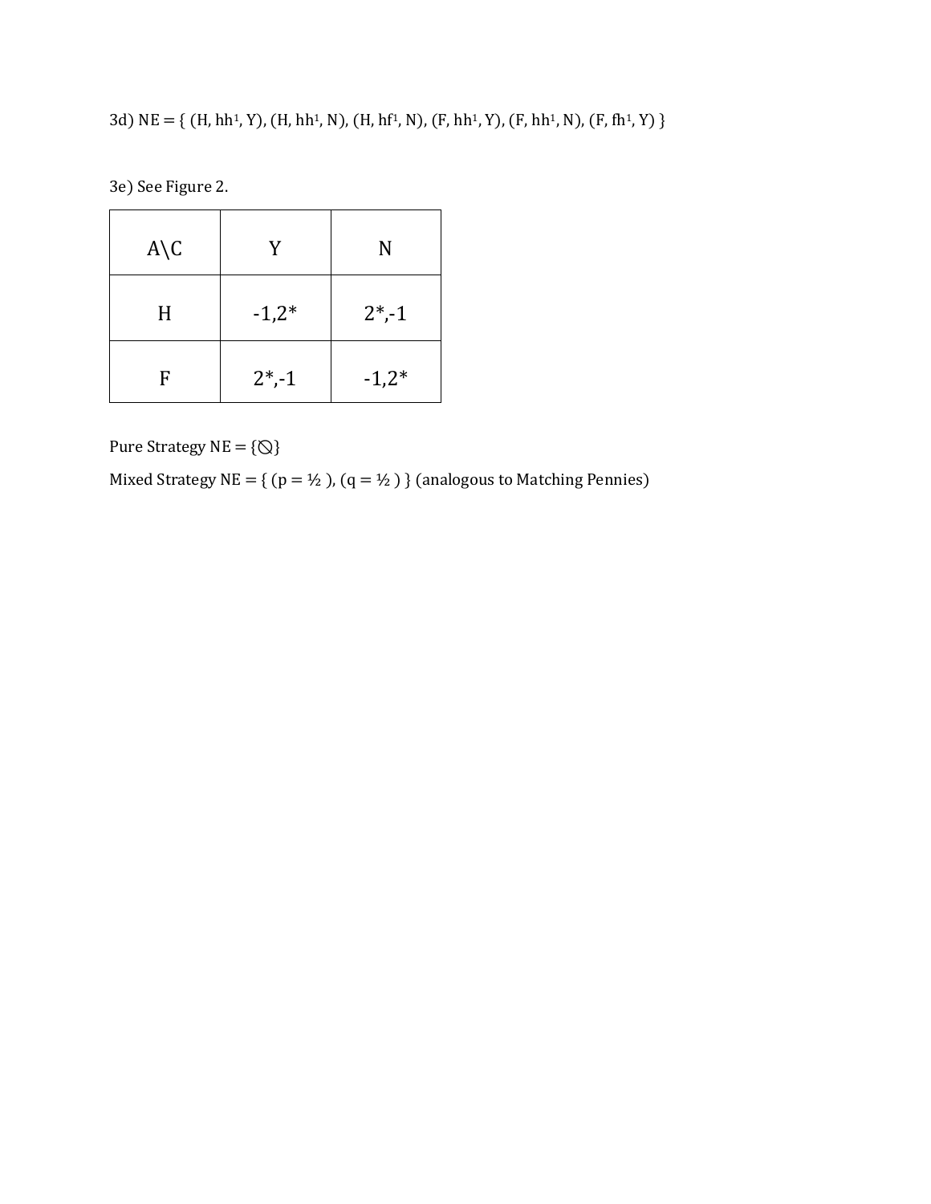3d) NE = { (H, $hh^1$, Y), (H, $hh^1$, N), (H, $hf^1$, N), (F, $hh^1$, Y), (F, $hh^1$, N), (F, $fh^1$, Y) }

3e) See Figure 2.

| A\C | Y | N |
|---|---|---|
| H | -1,2* | 2*,-1 |
| F | 2*,-1 | -1,2* |

Pure Strategy NE = {⃠}

Mixed Strategy NE = { ($p = \frac{1}{2}$ ), ($q = \frac{1}{2}$ ) } (analogous to Matching Pennies)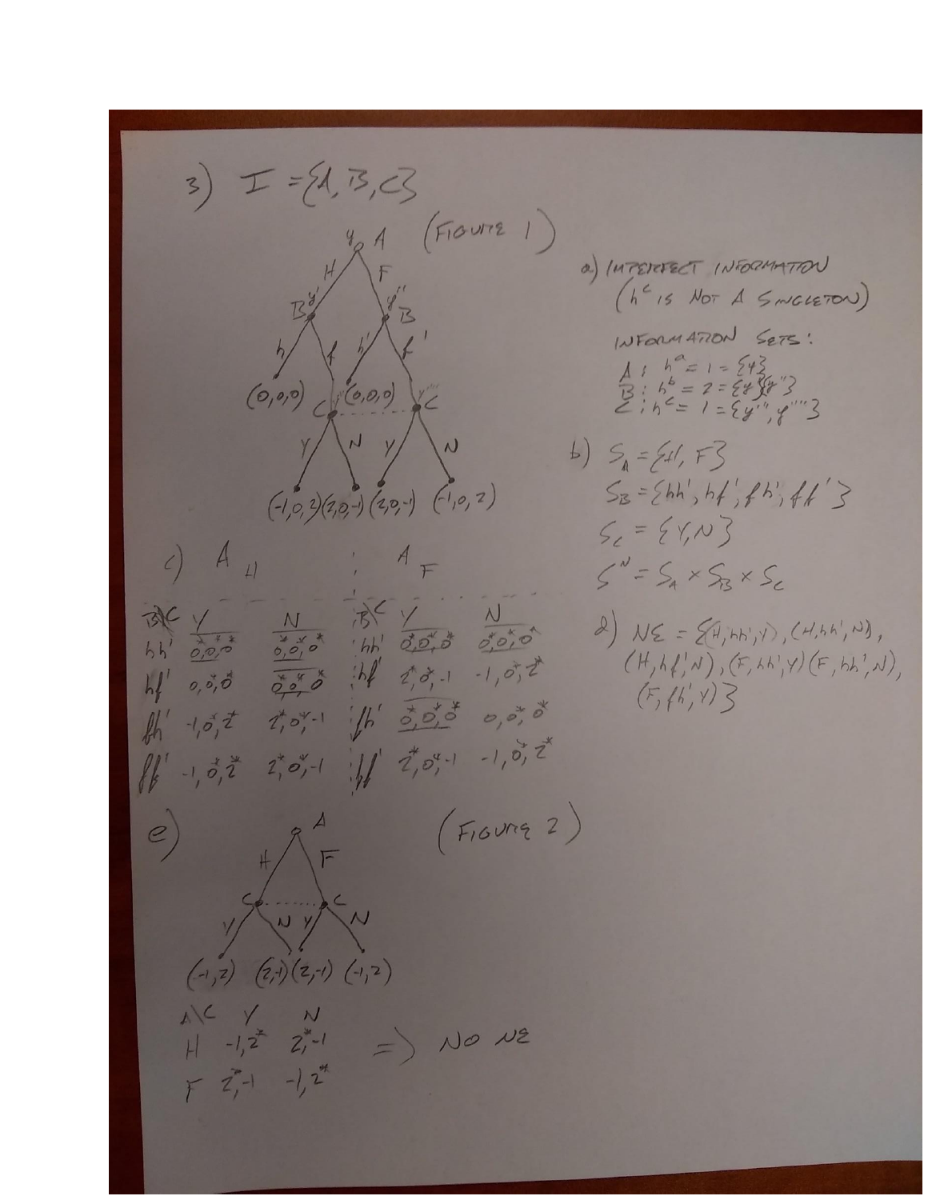3) $I = \{A, B, C\}$

(FIGURE 1)

A ($y$) → H: B ($y'$), F: B ($y''$)

B ($y'$): $h$ → (0,0,0); $f$ → C ($y'''$)

B ($y''$): $h'$ → (0,0,0); $f'$ → C ($y''''$)

C: Y → (-1,0,2), N → (2,0,-1); C: Y → (2,0,-1), N → (-1,0,2)

a) IMPERFECT INFORMATION ($h^c$ IS NOT A SINGLETON)

INFORMATION SETS:

A: $h^a = 1 = \{y\}$

B: $h^b = 2 = \{y'\}\{y''\}$

C: $h^c = 1 = \{y''', y''''\}$

b) $S_A = \{H, F\}$

$S_B = \{hh', hf', fh', ff'\}$

$S_C = \{Y, N\}$

$S^N = S_A \times S_B \times S_C$

c)

| | A: H | | A: F | |
|---|---|---|---|---|
| B\C | Y | N | Y | N |
| hh' | $0^*, 0^*, 0^*$ | $0^*, 0^*, 0^*$ | $0^*, 0^*, 0^*$ | $0^*, 0^*, 0^*$ |
| hf' | $0, 0^*, 0^*$ | $0^*, 0^*, 0^*$ | $2^*, 0^*, -1$ | $-1, 0^*, 2^*$ |
| fh' | $-1, 0^*, 2^*$ | $2^*, 0^*, -1$ | $0^*, 0^*, 0^*$ | $0, 0^*, 0^*$ |
| ff' | $-1, 0^*, 2^*$ | $2^*, 0^*, -1$ | $2^*, 0^*, -1$ | $-1, 0^*, 2^*$ |

d) $NE = \{(H, hh', Y), (H, hh', N), (H, hf', N), (F, hh', Y), (F, hh', N), (F, fh', Y)\}$

e)

(FIGURE 2)

A → H: C, F: C (same information set)

C: Y → (-1,2), N → (2,-1); C: Y → (2,-1), N → (-1,2)

| A\C | Y | N |
|---|---|---|
| H | $-1, 2^*$ | $2^*, -1$ |
| F | $2^*, -1$ | $-1, 2^*$ |

$\Rightarrow$ NO NE